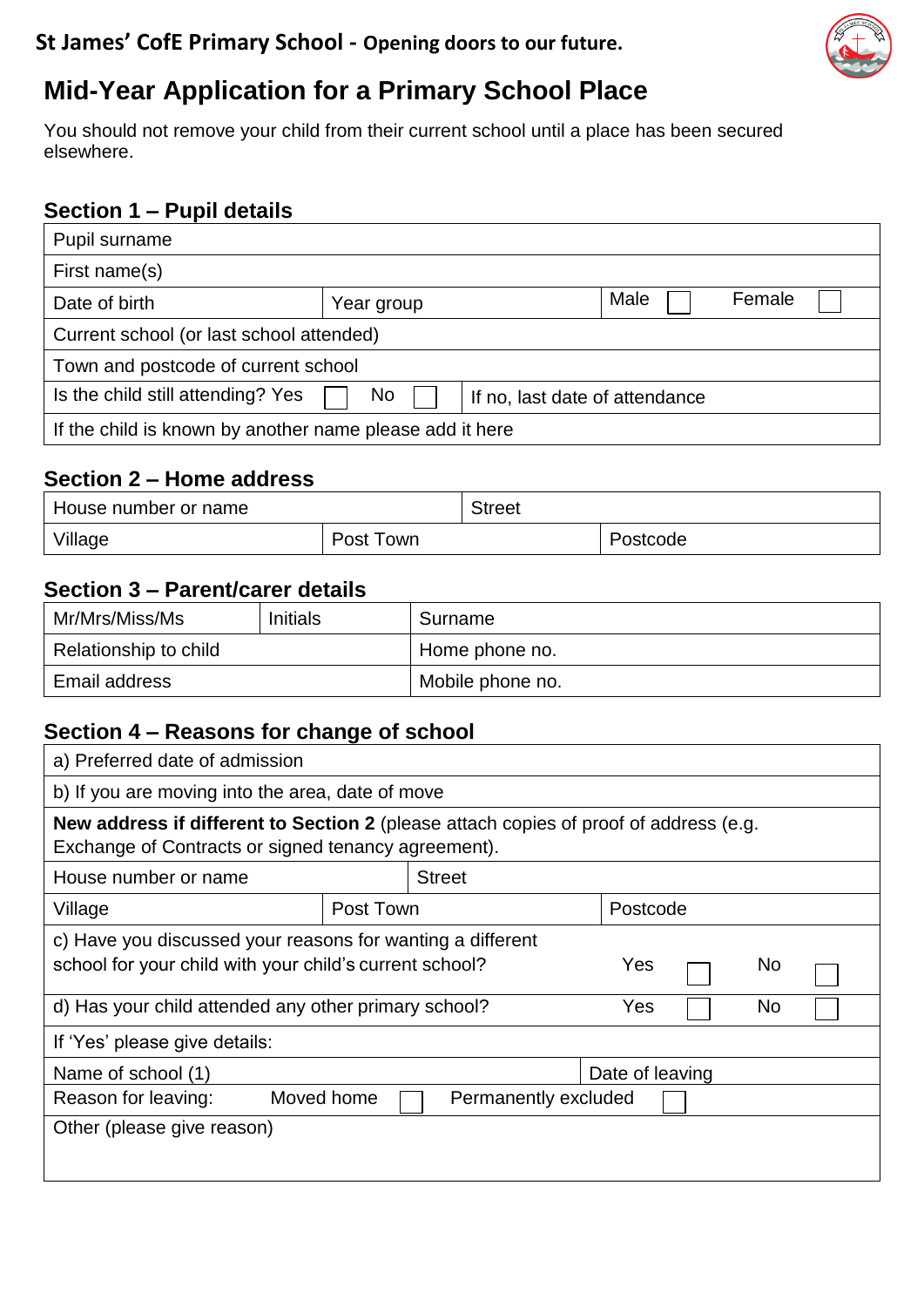**St James' CofE Primary School - Opening doors to our future.**

# Mid-Year Application for a Primary School Place

You should not remove your child from their current school until a place has been secured elsewhere.

## Section 1 – Pupil details

| | | |
|---|---|---|
| Pupil surname | | |
| First name(s) | | |
| Date of birth | Year group | Male ☐ Female ☐ |
| Current school (or last school attended) | | |
| Town and postcode of current school | | |
| Is the child still attending? Yes ☐ No ☐ | If no, last date of attendance | |
| If the child is known by another name please add it here | | |

## Section 2 – Home address

| | | |
|---|---|---|
| House number or name | Street | |
| Village | Post Town | Postcode |

## Section 3 – Parent/carer details

| | | |
|---|---|---|
| Mr/Mrs/Miss/Ms | Initials | Surname |
| Relationship to child | | Home phone no. |
| Email address | | Mobile phone no. |

## Section 4 – Reasons for change of school

| | | |
|---|---|---|
| a) Preferred date of admission | | |
| b) If you are moving into the area, date of move | | |
| **New address if different to Section 2** (please attach copies of proof of address (e.g. Exchange of Contracts or signed tenancy agreement). | | |
| House number or name | Street | |
| Village | Post Town | Postcode |
| c) Have you discussed your reasons for wanting a different school for your child with your child's current school? | | Yes ☐ No ☐ |
| d) Has your child attended any other primary school? | | Yes ☐ No ☐ |
| If 'Yes' please give details: | | |
| Name of school (1) | | Date of leaving |
| Reason for leaving: Moved home ☐ Permanently excluded ☐ | | |
| Other (please give reason) | | |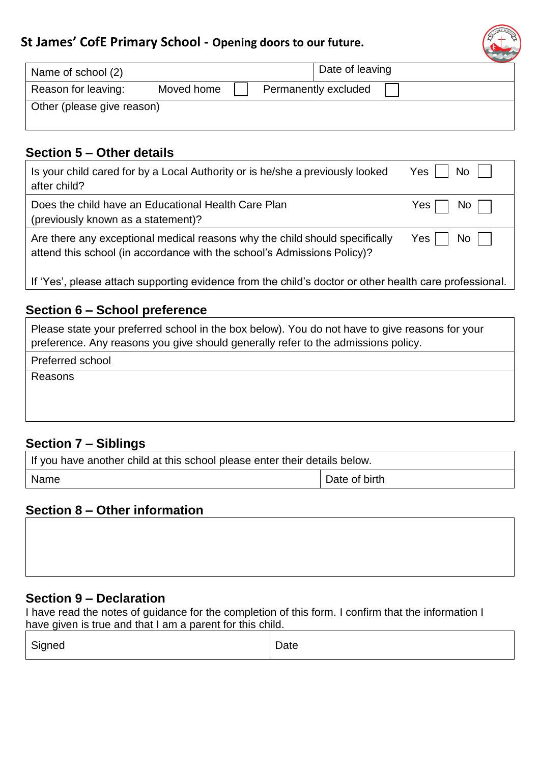## St James' CofE Primary School - Opening doors to our future.

| Name of school (2) | Date of leaving |
|---|---|
| Reason for leaving: Moved home ☐ Permanently excluded ☐ | |
| Other (please give reason) | |

### Section 5 – Other details

| | |
|---|---|
| Is your child cared for by a Local Authority or is he/she a previously looked after child? | Yes ☐ No ☐ |
| Does the child have an Educational Health Care Plan (previously known as a statement)? | Yes ☐ No ☐ |
| Are there any exceptional medical reasons why the child should specifically attend this school (in accordance with the school's Admissions Policy)?<br><br>If 'Yes', please attach supporting evidence from the child's doctor or other health care professional. | Yes ☐ No ☐ |

### Section 6 – School preference

| |
|---|
| Please state your preferred school in the box below). You do not have to give reasons for your preference. Any reasons you give should generally refer to the admissions policy. |
| Preferred school |
| Reasons |

### Section 7 – Siblings

| If you have another child at this school please enter their details below. | |
|---|---|
| Name | Date of birth |

### Section 8 – Other information

| |
|---|
| |

### Section 9 – Declaration

I have read the notes of guidance for the completion of this form. I confirm that the information I have given is true and that I am a parent for this child.

| Signed | Date |
|---|---|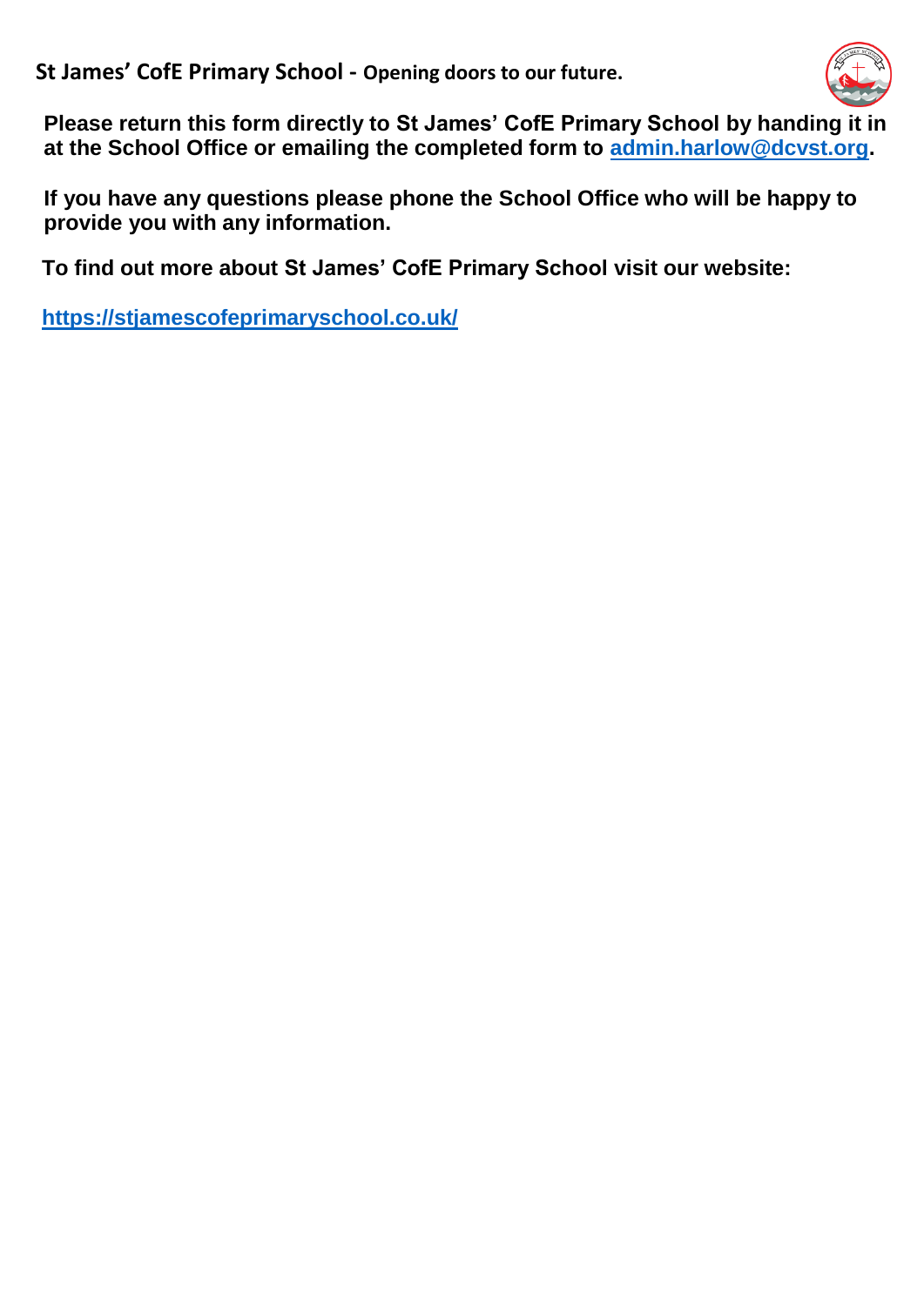**St James' CofE Primary School - Opening doors to our future.**

**Please return this form directly to St James' CofE Primary School by handing it in at the School Office or emailing the completed form to [admin.harlow@dcvst.org](mailto:admin.harlow@dcvst.org).**

**If you have any questions please phone the School Office who will be happy to provide you with any information.**

**To find out more about St James' CofE Primary School visit our website:**

**[https://stjamescofeprimaryschool.co.uk/](https://stjamescofeprimaryschool.co.uk/)**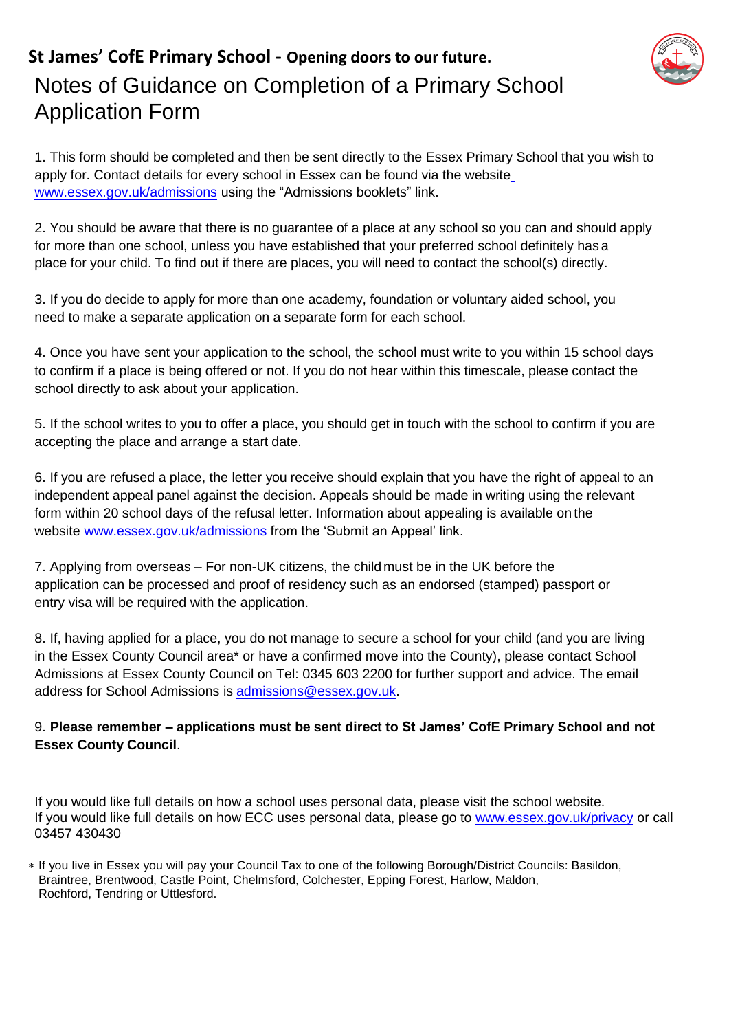**St James' CofE Primary School - Opening doors to our future.**

# Notes of Guidance on Completion of a Primary School Application Form

1. This form should be completed and then be sent directly to the Essex Primary School that you wish to apply for. Contact details for every school in Essex can be found via the website www.essex.gov.uk/admissions using the "Admissions booklets" link.

2. You should be aware that there is no guarantee of a place at any school so you can and should apply for more than one school, unless you have established that your preferred school definitely has a place for your child. To find out if there are places, you will need to contact the school(s) directly.

3. If you do decide to apply for more than one academy, foundation or voluntary aided school, you need to make a separate application on a separate form for each school.

4. Once you have sent your application to the school, the school must write to you within 15 school days to confirm if a place is being offered or not. If you do not hear within this timescale, please contact the school directly to ask about your application.

5. If the school writes to you to offer a place, you should get in touch with the school to confirm if you are accepting the place and arrange a start date.

6. If you are refused a place, the letter you receive should explain that you have the right of appeal to an independent appeal panel against the decision. Appeals should be made in writing using the relevant form within 20 school days of the refusal letter. Information about appealing is available on the website www.essex.gov.uk/admissions from the 'Submit an Appeal' link.

7. Applying from overseas – For non-UK citizens, the child must be in the UK before the application can be processed and proof of residency such as an endorsed (stamped) passport or entry visa will be required with the application.

8. If, having applied for a place, you do not manage to secure a school for your child (and you are living in the Essex County Council area* or have a confirmed move into the County), please contact School Admissions at Essex County Council on Tel: 0345 603 2200 for further support and advice. The email address for School Admissions is admissions@essex.gov.uk.

9. **Please remember – applications must be sent direct to St James' CofE Primary School and not Essex County Council**.

If you would like full details on how a school uses personal data, please visit the school website.
If you would like full details on how ECC uses personal data, please go to www.essex.gov.uk/privacy or call 03457 430430

* If you live in Essex you will pay your Council Tax to one of the following Borough/District Councils: Basildon, Braintree, Brentwood, Castle Point, Chelmsford, Colchester, Epping Forest, Harlow, Maldon, Rochford, Tendring or Uttlesford.